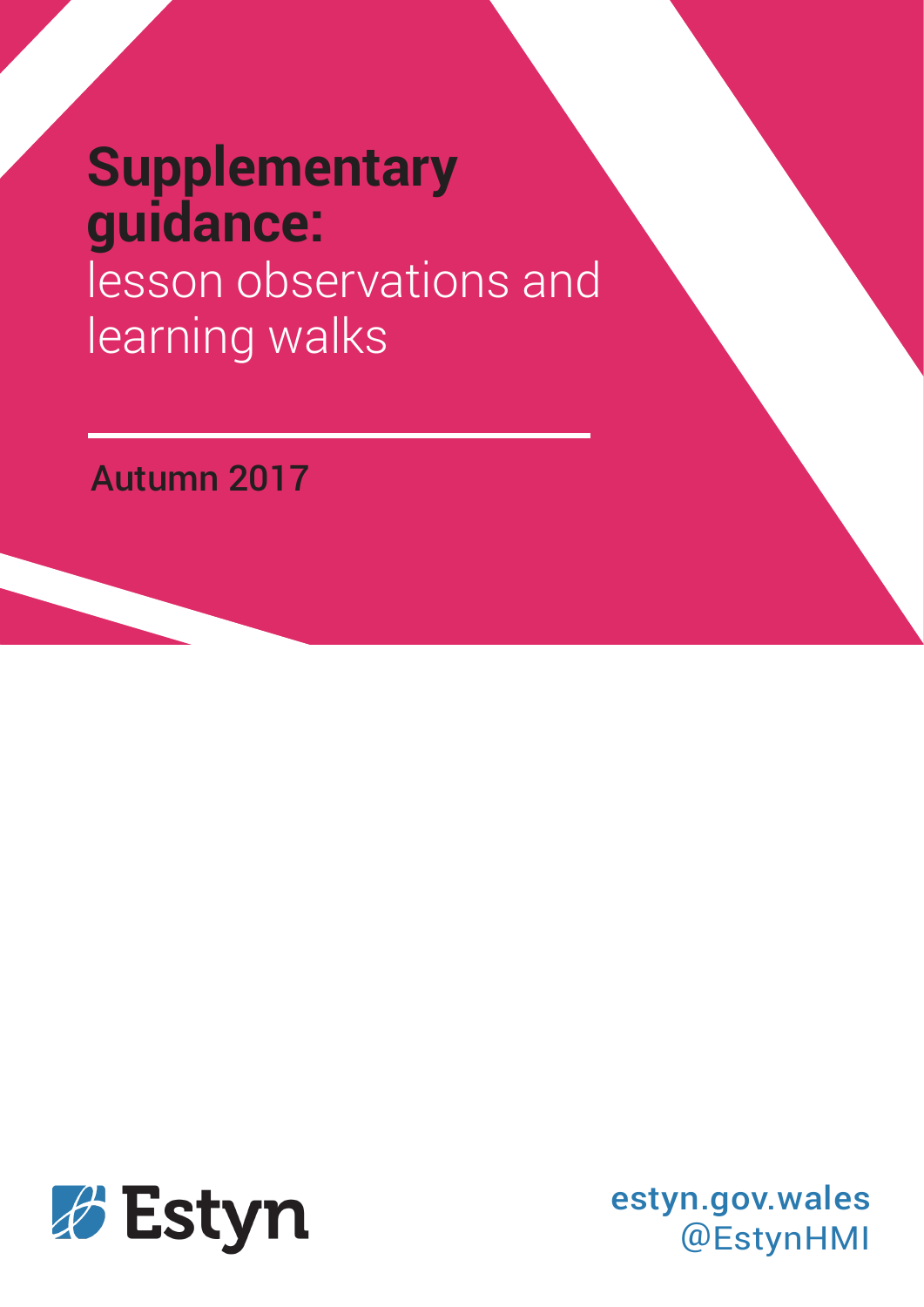# Supplementary guidance: lesson observations and learning walks

Autumn 2017

Estyn

estyn.gov.wales
@EstynHMI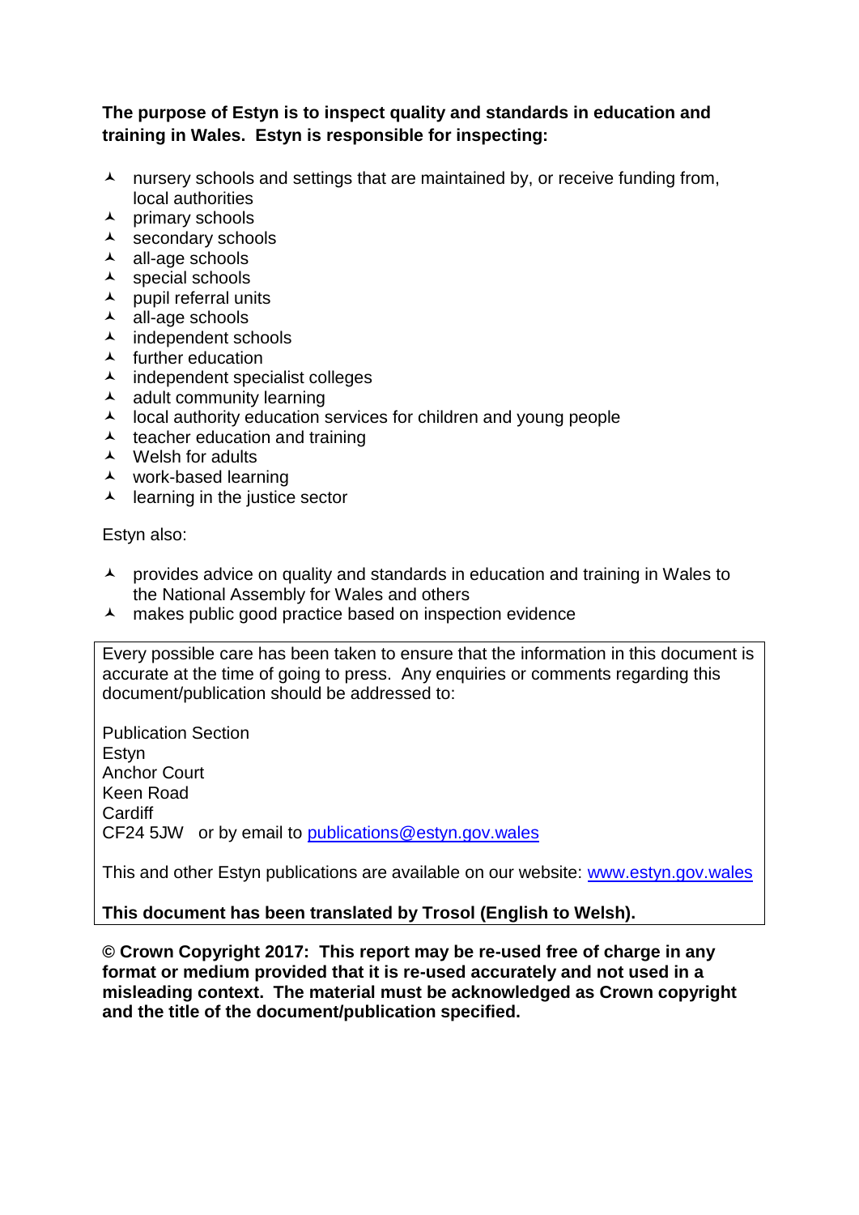**The purpose of Estyn is to inspect quality and standards in education and training in Wales. Estyn is responsible for inspecting:**

- nursery schools and settings that are maintained by, or receive funding from, local authorities
- primary schools
- secondary schools
- all-age schools
- special schools
- pupil referral units
- all-age schools
- independent schools
- further education
- independent specialist colleges
- adult community learning
- local authority education services for children and young people
- teacher education and training
- Welsh for adults
- work-based learning
- learning in the justice sector

Estyn also:

- provides advice on quality and standards in education and training in Wales to the National Assembly for Wales and others
- makes public good practice based on inspection evidence

Every possible care has been taken to ensure that the information in this document is accurate at the time of going to press. Any enquiries or comments regarding this document/publication should be addressed to:

Publication Section
Estyn
Anchor Court
Keen Road
Cardiff
CF24 5JW or by email to publications@estyn.gov.wales

This and other Estyn publications are available on our website: www.estyn.gov.wales

**This document has been translated by Trosol (English to Welsh).**

**© Crown Copyright 2017: This report may be re-used free of charge in any format or medium provided that it is re-used accurately and not used in a misleading context. The material must be acknowledged as Crown copyright and the title of the document/publication specified.**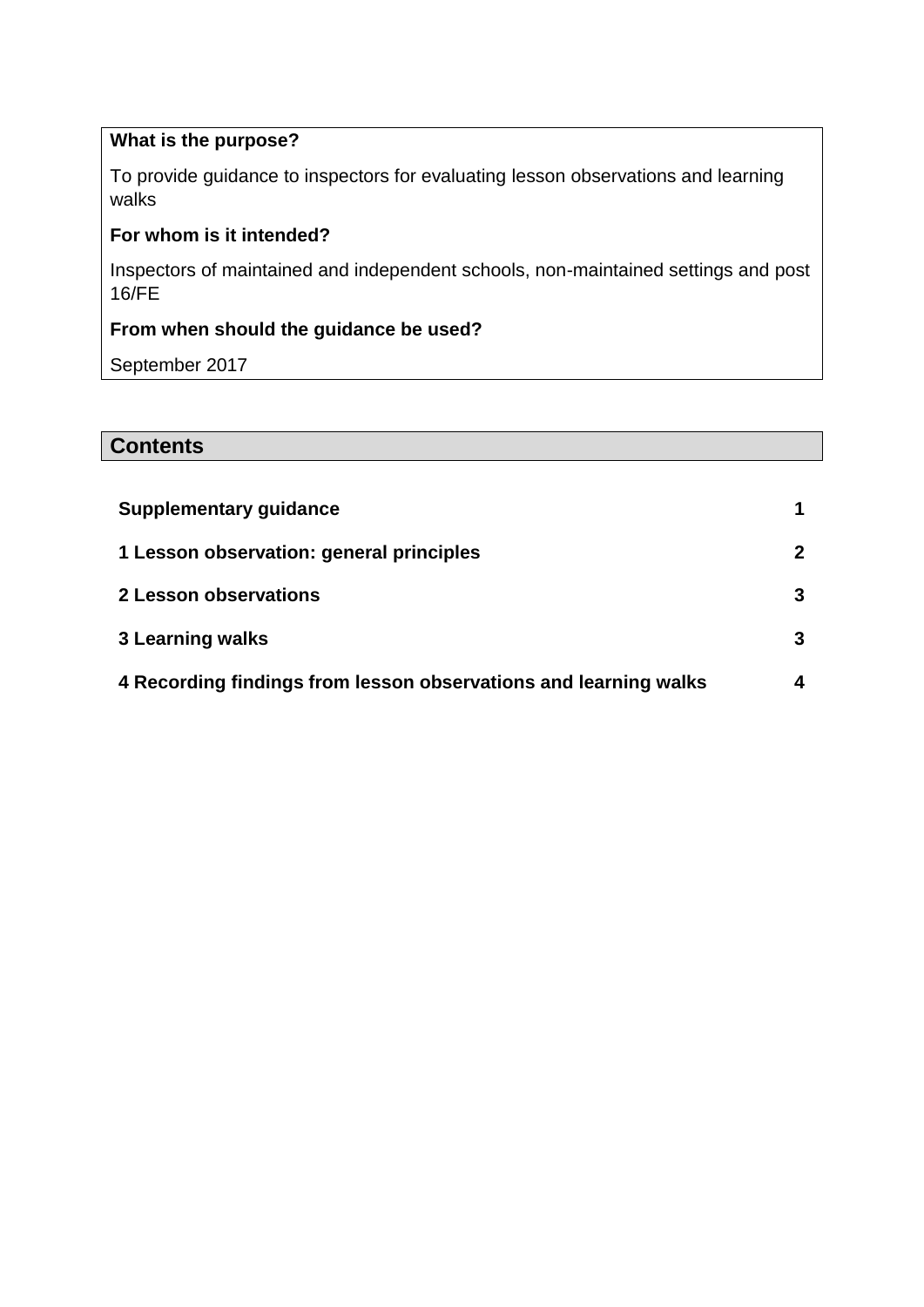**What is the purpose?**

To provide guidance to inspectors for evaluating lesson observations and learning walks

**For whom is it intended?**

Inspectors of maintained and independent schools, non-maintained settings and post 16/FE

**From when should the guidance be used?**

September 2017

## Contents

| | |
|---|---|
| **Supplementary guidance** | **1** |
| **1 Lesson observation: general principles** | **2** |
| **2 Lesson observations** | **3** |
| **3 Learning walks** | **3** |
| **4 Recording findings from lesson observations and learning walks** | **4** |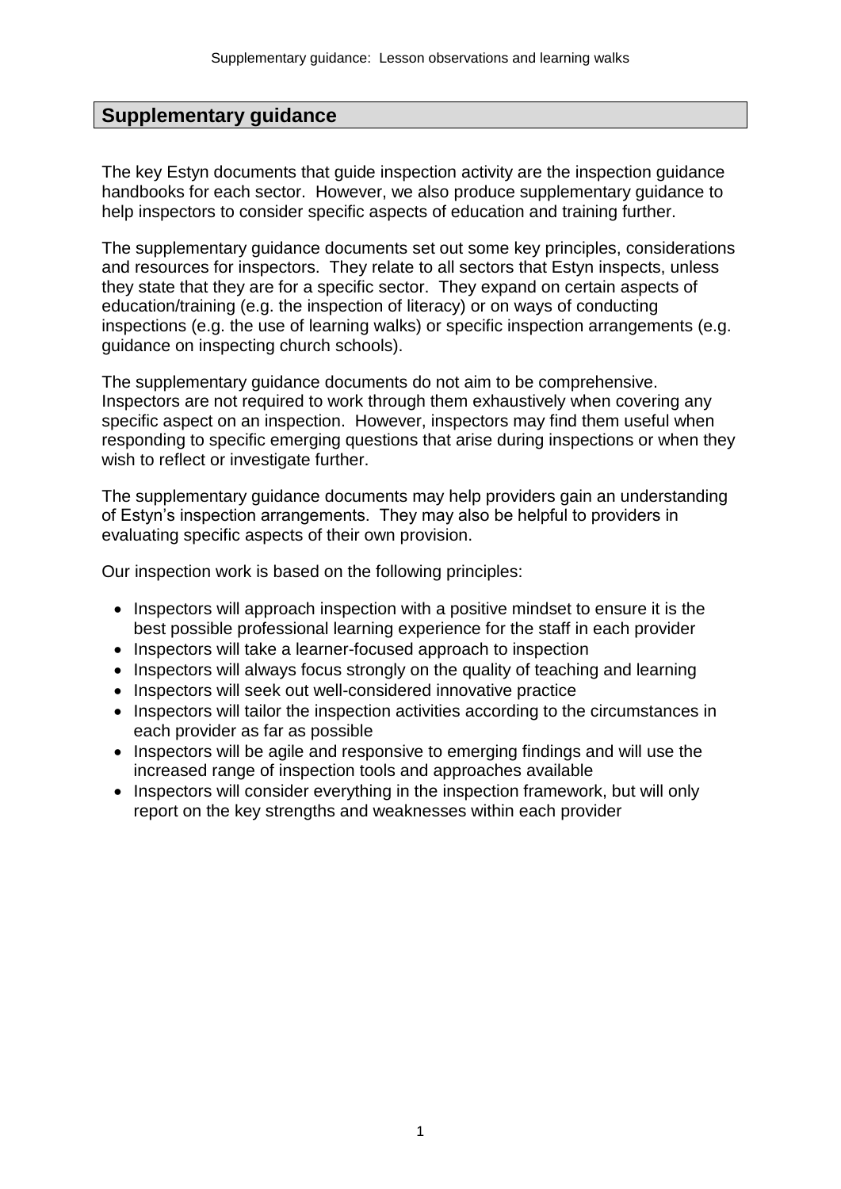## Supplementary guidance

The key Estyn documents that guide inspection activity are the inspection guidance handbooks for each sector. However, we also produce supplementary guidance to help inspectors to consider specific aspects of education and training further.

The supplementary guidance documents set out some key principles, considerations and resources for inspectors. They relate to all sectors that Estyn inspects, unless they state that they are for a specific sector. They expand on certain aspects of education/training (e.g. the inspection of literacy) or on ways of conducting inspections (e.g. the use of learning walks) or specific inspection arrangements (e.g. guidance on inspecting church schools).

The supplementary guidance documents do not aim to be comprehensive. Inspectors are not required to work through them exhaustively when covering any specific aspect on an inspection. However, inspectors may find them useful when responding to specific emerging questions that arise during inspections or when they wish to reflect or investigate further.

The supplementary guidance documents may help providers gain an understanding of Estyn's inspection arrangements. They may also be helpful to providers in evaluating specific aspects of their own provision.

Our inspection work is based on the following principles:

- Inspectors will approach inspection with a positive mindset to ensure it is the best possible professional learning experience for the staff in each provider
- Inspectors will take a learner-focused approach to inspection
- Inspectors will always focus strongly on the quality of teaching and learning
- Inspectors will seek out well-considered innovative practice
- Inspectors will tailor the inspection activities according to the circumstances in each provider as far as possible
- Inspectors will be agile and responsive to emerging findings and will use the increased range of inspection tools and approaches available
- Inspectors will consider everything in the inspection framework, but will only report on the key strengths and weaknesses within each provider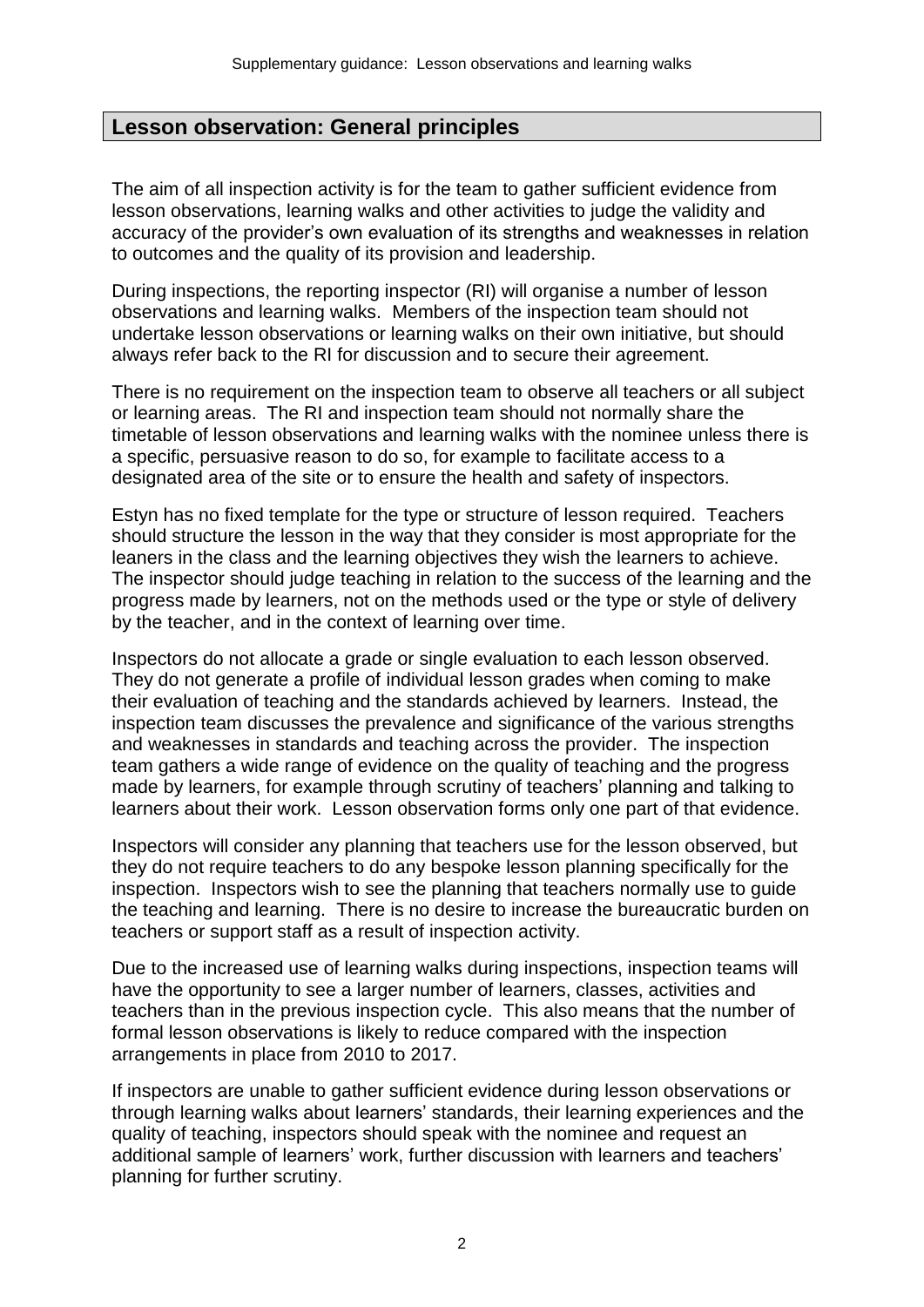## Lesson observation: General principles

The aim of all inspection activity is for the team to gather sufficient evidence from lesson observations, learning walks and other activities to judge the validity and accuracy of the provider's own evaluation of its strengths and weaknesses in relation to outcomes and the quality of its provision and leadership.

During inspections, the reporting inspector (RI) will organise a number of lesson observations and learning walks. Members of the inspection team should not undertake lesson observations or learning walks on their own initiative, but should always refer back to the RI for discussion and to secure their agreement.

There is no requirement on the inspection team to observe all teachers or all subject or learning areas. The RI and inspection team should not normally share the timetable of lesson observations and learning walks with the nominee unless there is a specific, persuasive reason to do so, for example to facilitate access to a designated area of the site or to ensure the health and safety of inspectors.

Estyn has no fixed template for the type or structure of lesson required. Teachers should structure the lesson in the way that they consider is most appropriate for the leaners in the class and the learning objectives they wish the learners to achieve. The inspector should judge teaching in relation to the success of the learning and the progress made by learners, not on the methods used or the type or style of delivery by the teacher, and in the context of learning over time.

Inspectors do not allocate a grade or single evaluation to each lesson observed. They do not generate a profile of individual lesson grades when coming to make their evaluation of teaching and the standards achieved by learners. Instead, the inspection team discusses the prevalence and significance of the various strengths and weaknesses in standards and teaching across the provider. The inspection team gathers a wide range of evidence on the quality of teaching and the progress made by learners, for example through scrutiny of teachers' planning and talking to learners about their work. Lesson observation forms only one part of that evidence.

Inspectors will consider any planning that teachers use for the lesson observed, but they do not require teachers to do any bespoke lesson planning specifically for the inspection. Inspectors wish to see the planning that teachers normally use to guide the teaching and learning. There is no desire to increase the bureaucratic burden on teachers or support staff as a result of inspection activity.

Due to the increased use of learning walks during inspections, inspection teams will have the opportunity to see a larger number of learners, classes, activities and teachers than in the previous inspection cycle. This also means that the number of formal lesson observations is likely to reduce compared with the inspection arrangements in place from 2010 to 2017.

If inspectors are unable to gather sufficient evidence during lesson observations or through learning walks about learners' standards, their learning experiences and the quality of teaching, inspectors should speak with the nominee and request an additional sample of learners' work, further discussion with learners and teachers' planning for further scrutiny.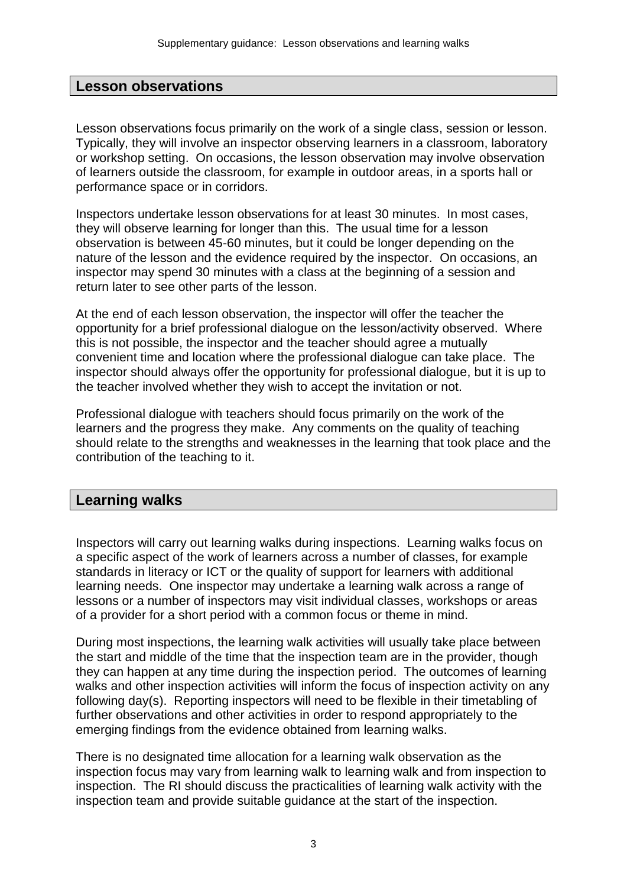## Lesson observations

Lesson observations focus primarily on the work of a single class, session or lesson. Typically, they will involve an inspector observing learners in a classroom, laboratory or workshop setting. On occasions, the lesson observation may involve observation of learners outside the classroom, for example in outdoor areas, in a sports hall or performance space or in corridors.

Inspectors undertake lesson observations for at least 30 minutes. In most cases, they will observe learning for longer than this. The usual time for a lesson observation is between 45-60 minutes, but it could be longer depending on the nature of the lesson and the evidence required by the inspector. On occasions, an inspector may spend 30 minutes with a class at the beginning of a session and return later to see other parts of the lesson.

At the end of each lesson observation, the inspector will offer the teacher the opportunity for a brief professional dialogue on the lesson/activity observed. Where this is not possible, the inspector and the teacher should agree a mutually convenient time and location where the professional dialogue can take place. The inspector should always offer the opportunity for professional dialogue, but it is up to the teacher involved whether they wish to accept the invitation or not.

Professional dialogue with teachers should focus primarily on the work of the learners and the progress they make. Any comments on the quality of teaching should relate to the strengths and weaknesses in the learning that took place and the contribution of the teaching to it.

## Learning walks

Inspectors will carry out learning walks during inspections. Learning walks focus on a specific aspect of the work of learners across a number of classes, for example standards in literacy or ICT or the quality of support for learners with additional learning needs. One inspector may undertake a learning walk across a range of lessons or a number of inspectors may visit individual classes, workshops or areas of a provider for a short period with a common focus or theme in mind.

During most inspections, the learning walk activities will usually take place between the start and middle of the time that the inspection team are in the provider, though they can happen at any time during the inspection period. The outcomes of learning walks and other inspection activities will inform the focus of inspection activity on any following day(s). Reporting inspectors will need to be flexible in their timetabling of further observations and other activities in order to respond appropriately to the emerging findings from the evidence obtained from learning walks.

There is no designated time allocation for a learning walk observation as the inspection focus may vary from learning walk to learning walk and from inspection to inspection. The RI should discuss the practicalities of learning walk activity with the inspection team and provide suitable guidance at the start of the inspection.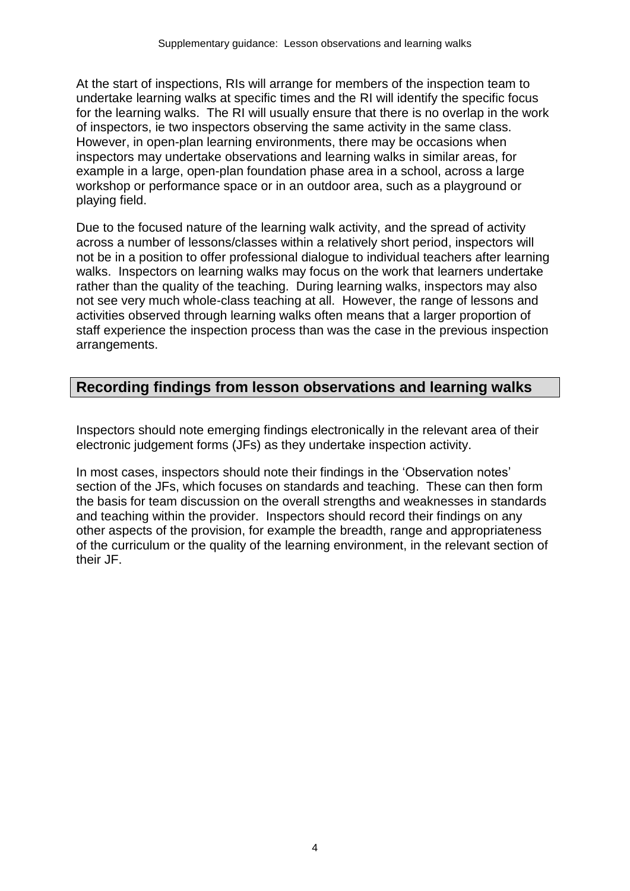At the start of inspections, RIs will arrange for members of the inspection team to undertake learning walks at specific times and the RI will identify the specific focus for the learning walks. The RI will usually ensure that there is no overlap in the work of inspectors, ie two inspectors observing the same activity in the same class. However, in open-plan learning environments, there may be occasions when inspectors may undertake observations and learning walks in similar areas, for example in a large, open-plan foundation phase area in a school, across a large workshop or performance space or in an outdoor area, such as a playground or playing field.

Due to the focused nature of the learning walk activity, and the spread of activity across a number of lessons/classes within a relatively short period, inspectors will not be in a position to offer professional dialogue to individual teachers after learning walks. Inspectors on learning walks may focus on the work that learners undertake rather than the quality of the teaching. During learning walks, inspectors may also not see very much whole-class teaching at all. However, the range of lessons and activities observed through learning walks often means that a larger proportion of staff experience the inspection process than was the case in the previous inspection arrangements.

## Recording findings from lesson observations and learning walks

Inspectors should note emerging findings electronically in the relevant area of their electronic judgement forms (JFs) as they undertake inspection activity.

In most cases, inspectors should note their findings in the 'Observation notes' section of the JFs, which focuses on standards and teaching. These can then form the basis for team discussion on the overall strengths and weaknesses in standards and teaching within the provider. Inspectors should record their findings on any other aspects of the provision, for example the breadth, range and appropriateness of the curriculum or the quality of the learning environment, in the relevant section of their JF.